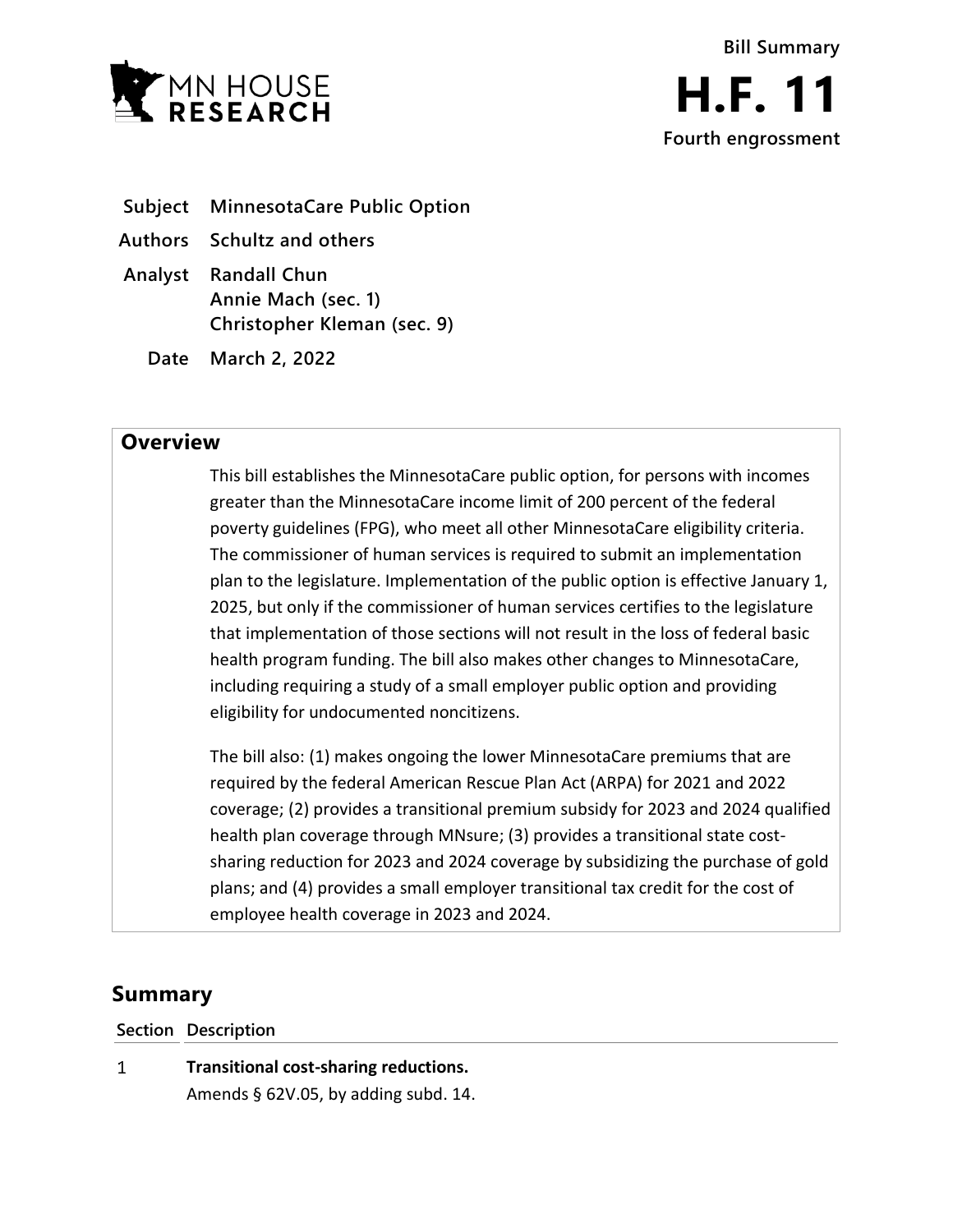MN HOUSE RESEARCH

Bill Summary

# H.F. 11

Fourth engrossment

**Subject** MinnesotaCare Public Option

**Authors** Schultz and others

**Analyst** Randall Chun
Annie Mach (sec. 1)
Christopher Kleman (sec. 9)

**Date** March 2, 2022

## Overview

This bill establishes the MinnesotaCare public option, for persons with incomes greater than the MinnesotaCare income limit of 200 percent of the federal poverty guidelines (FPG), who meet all other MinnesotaCare eligibility criteria. The commissioner of human services is required to submit an implementation plan to the legislature. Implementation of the public option is effective January 1, 2025, but only if the commissioner of human services certifies to the legislature that implementation of those sections will not result in the loss of federal basic health program funding. The bill also makes other changes to MinnesotaCare, including requiring a study of a small employer public option and providing eligibility for undocumented noncitizens.

The bill also: (1) makes ongoing the lower MinnesotaCare premiums that are required by the federal American Rescue Plan Act (ARPA) for 2021 and 2022 coverage; (2) provides a transitional premium subsidy for 2023 and 2024 qualified health plan coverage through MNsure; (3) provides a transitional state cost-sharing reduction for 2023 and 2024 coverage by subsidizing the purchase of gold plans; and (4) provides a small employer transitional tax credit for the cost of employee health coverage in 2023 and 2024.

## Summary

| Section | Description |
|---|---|
| 1 | **Transitional cost-sharing reductions.**<br>Amends § 62V.05, by adding subd. 14. |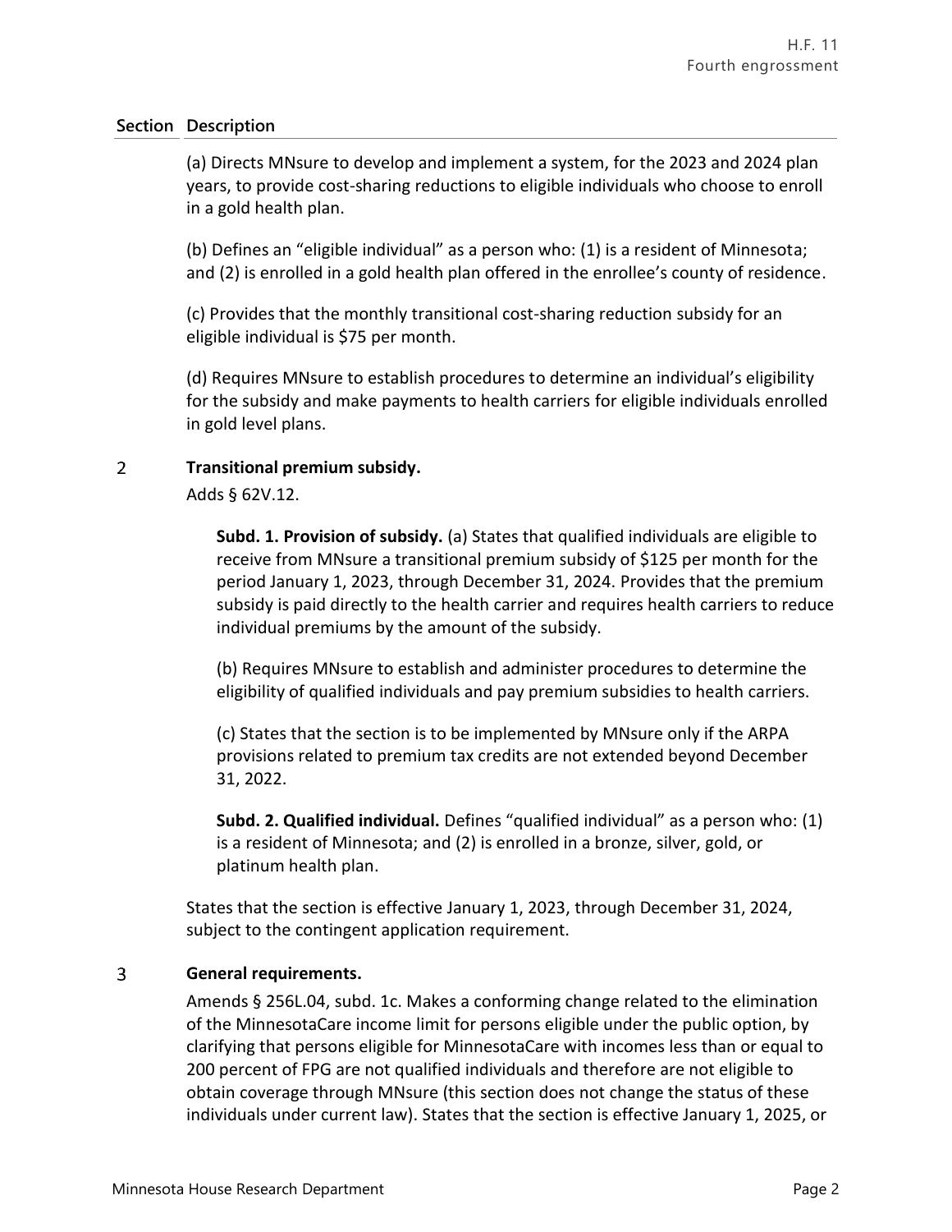| Section | Description |
|---|---|

(a) Directs MNsure to develop and implement a system, for the 2023 and 2024 plan years, to provide cost-sharing reductions to eligible individuals who choose to enroll in a gold health plan.

(b) Defines an "eligible individual" as a person who: (1) is a resident of Minnesota; and (2) is enrolled in a gold health plan offered in the enrollee's county of residence.

(c) Provides that the monthly transitional cost-sharing reduction subsidy for an eligible individual is $75 per month.

(d) Requires MNsure to establish procedures to determine an individual's eligibility for the subsidy and make payments to health carriers for eligible individuals enrolled in gold level plans.

2 **Transitional premium subsidy.**

Adds § 62V.12.

> **Subd. 1. Provision of subsidy.** (a) States that qualified individuals are eligible to receive from MNsure a transitional premium subsidy of $125 per month for the period January 1, 2023, through December 31, 2024. Provides that the premium subsidy is paid directly to the health carrier and requires health carriers to reduce individual premiums by the amount of the subsidy.
>
> (b) Requires MNsure to establish and administer procedures to determine the eligibility of qualified individuals and pay premium subsidies to health carriers.
>
> (c) States that the section is to be implemented by MNsure only if the ARPA provisions related to premium tax credits are not extended beyond December 31, 2022.
>
> **Subd. 2. Qualified individual.** Defines "qualified individual" as a person who: (1) is a resident of Minnesota; and (2) is enrolled in a bronze, silver, gold, or platinum health plan.

States that the section is effective January 1, 2023, through December 31, 2024, subject to the contingent application requirement.

3 **General requirements.**

Amends § 256L.04, subd. 1c. Makes a conforming change related to the elimination of the MinnesotaCare income limit for persons eligible under the public option, by clarifying that persons eligible for MinnesotaCare with incomes less than or equal to 200 percent of FPG are not qualified individuals and therefore are not eligible to obtain coverage through MNsure (this section does not change the status of these individuals under current law). States that the section is effective January 1, 2025, or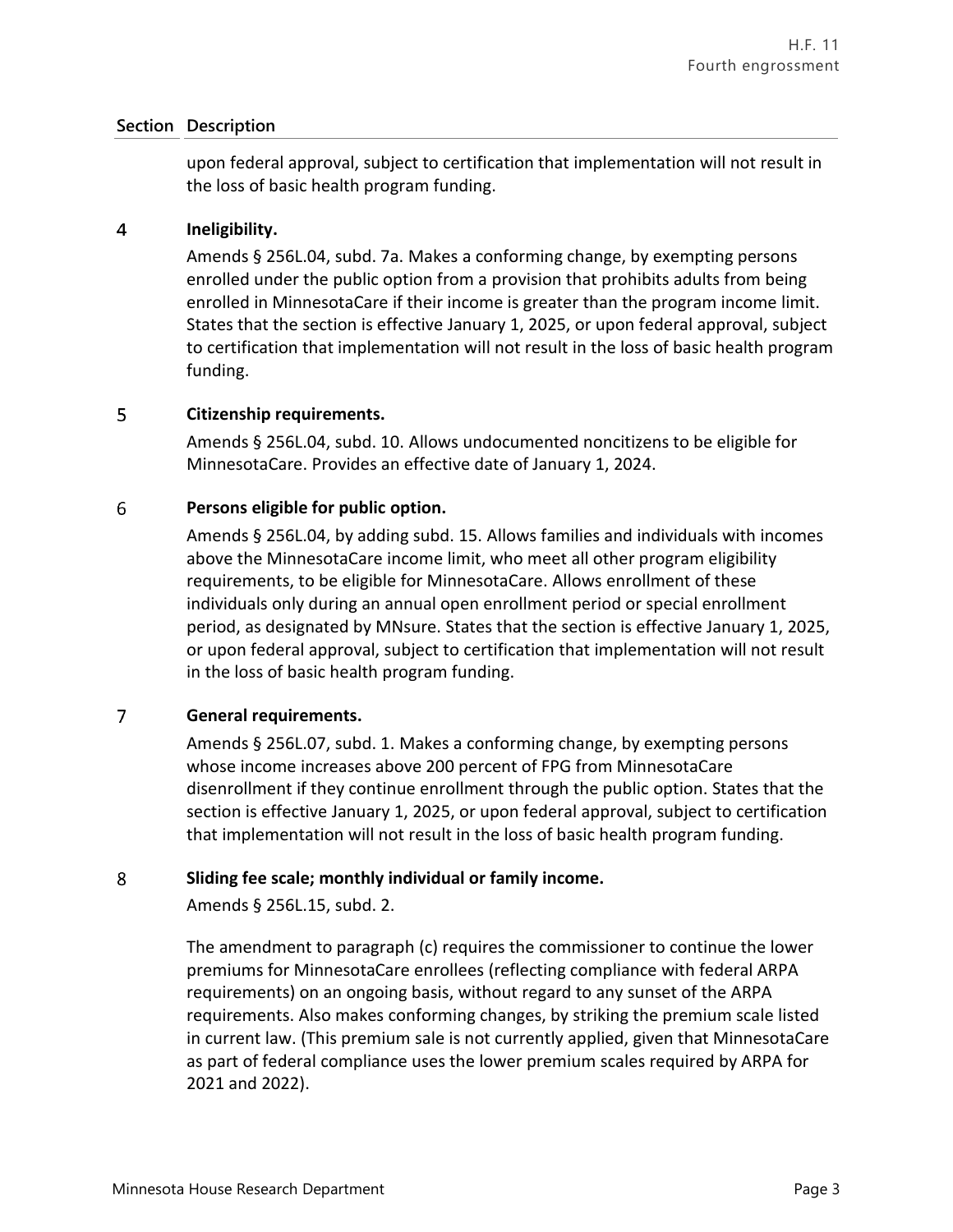| Section | Description |
|---|---|
| | upon federal approval, subject to certification that implementation will not result in the loss of basic health program funding. |
| 4 | **Ineligibility.** Amends § 256L.04, subd. 7a. Makes a conforming change, by exempting persons enrolled under the public option from a provision that prohibits adults from being enrolled in MinnesotaCare if their income is greater than the program income limit. States that the section is effective January 1, 2025, or upon federal approval, subject to certification that implementation will not result in the loss of basic health program funding. |
| 5 | **Citizenship requirements.** Amends § 256L.04, subd. 10. Allows undocumented noncitizens to be eligible for MinnesotaCare. Provides an effective date of January 1, 2024. |
| 6 | **Persons eligible for public option.** Amends § 256L.04, by adding subd. 15. Allows families and individuals with incomes above the MinnesotaCare income limit, who meet all other program eligibility requirements, to be eligible for MinnesotaCare. Allows enrollment of these individuals only during an annual open enrollment period or special enrollment period, as designated by MNsure. States that the section is effective January 1, 2025, or upon federal approval, subject to certification that implementation will not result in the loss of basic health program funding. |
| 7 | **General requirements.** Amends § 256L.07, subd. 1. Makes a conforming change, by exempting persons whose income increases above 200 percent of FPG from MinnesotaCare disenrollment if they continue enrollment through the public option. States that the section is effective January 1, 2025, or upon federal approval, subject to certification that implementation will not result in the loss of basic health program funding. |
| 8 | **Sliding fee scale; monthly individual or family income.** Amends § 256L.15, subd. 2. The amendment to paragraph (c) requires the commissioner to continue the lower premiums for MinnesotaCare enrollees (reflecting compliance with federal ARPA requirements) on an ongoing basis, without regard to any sunset of the ARPA requirements. Also makes conforming changes, by striking the premium scale listed in current law. (This premium sale is not currently applied, given that MinnesotaCare as part of federal compliance uses the lower premium scales required by ARPA for 2021 and 2022). |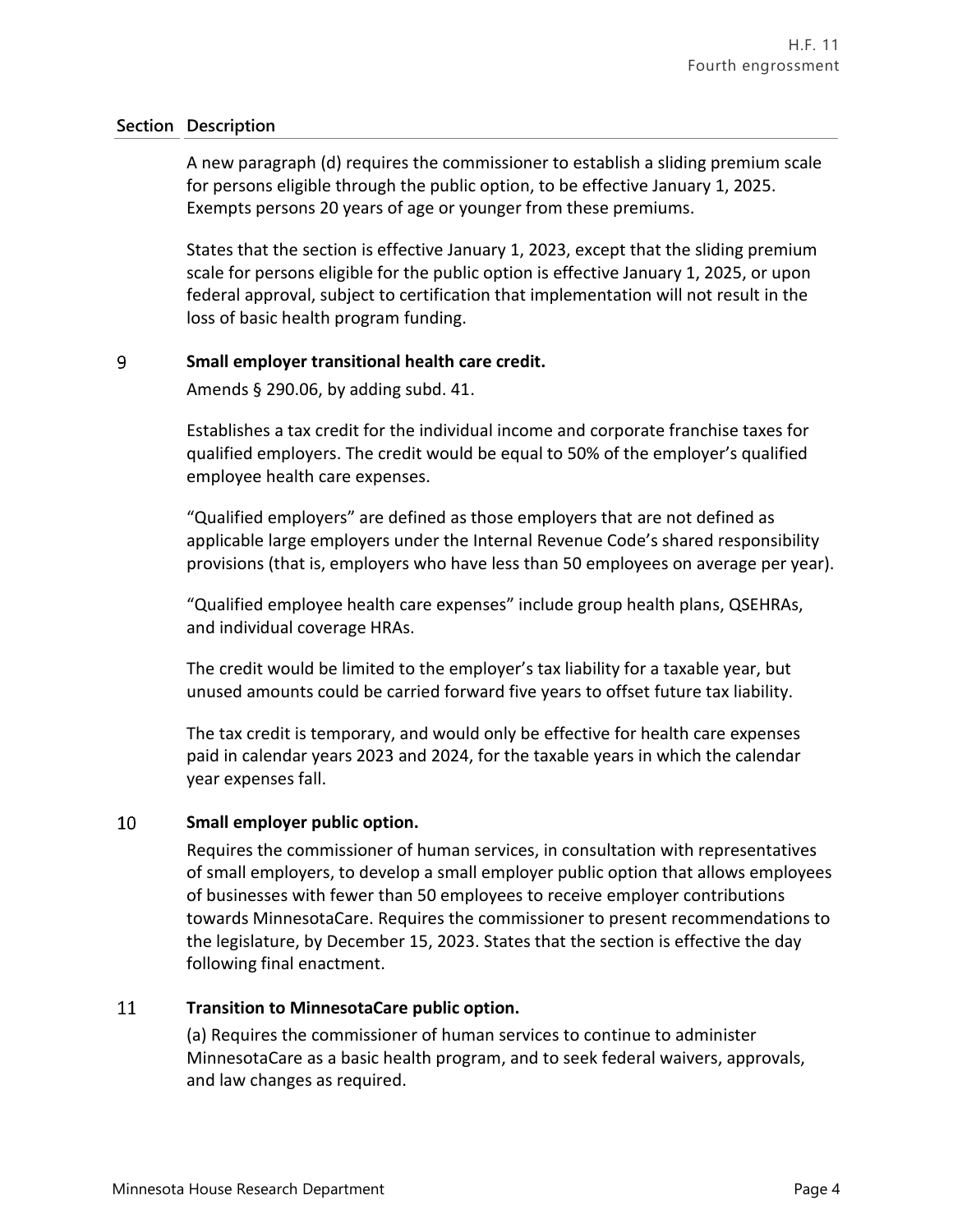| Section | Description |
|---|---|
| | A new paragraph (d) requires the commissioner to establish a sliding premium scale for persons eligible through the public option, to be effective January 1, 2025. Exempts persons 20 years of age or younger from these premiums.<br><br>States that the section is effective January 1, 2023, except that the sliding premium scale for persons eligible for the public option is effective January 1, 2025, or upon federal approval, subject to certification that implementation will not result in the loss of basic health program funding. |
| 9 | **Small employer transitional health care credit.**<br><br>Amends § 290.06, by adding subd. 41.<br><br>Establishes a tax credit for the individual income and corporate franchise taxes for qualified employers. The credit would be equal to 50% of the employer's qualified employee health care expenses.<br><br>"Qualified employers" are defined as those employers that are not defined as applicable large employers under the Internal Revenue Code's shared responsibility provisions (that is, employers who have less than 50 employees on average per year).<br><br>"Qualified employee health care expenses" include group health plans, QSEHRAs, and individual coverage HRAs.<br><br>The credit would be limited to the employer's tax liability for a taxable year, but unused amounts could be carried forward five years to offset future tax liability.<br><br>The tax credit is temporary, and would only be effective for health care expenses paid in calendar years 2023 and 2024, for the taxable years in which the calendar year expenses fall. |
| 10 | **Small employer public option.**<br><br>Requires the commissioner of human services, in consultation with representatives of small employers, to develop a small employer public option that allows employees of businesses with fewer than 50 employees to receive employer contributions towards MinnesotaCare. Requires the commissioner to present recommendations to the legislature, by December 15, 2023. States that the section is effective the day following final enactment. |
| 11 | **Transition to MinnesotaCare public option.**<br><br>(a) Requires the commissioner of human services to continue to administer MinnesotaCare as a basic health program, and to seek federal waivers, approvals, and law changes as required. |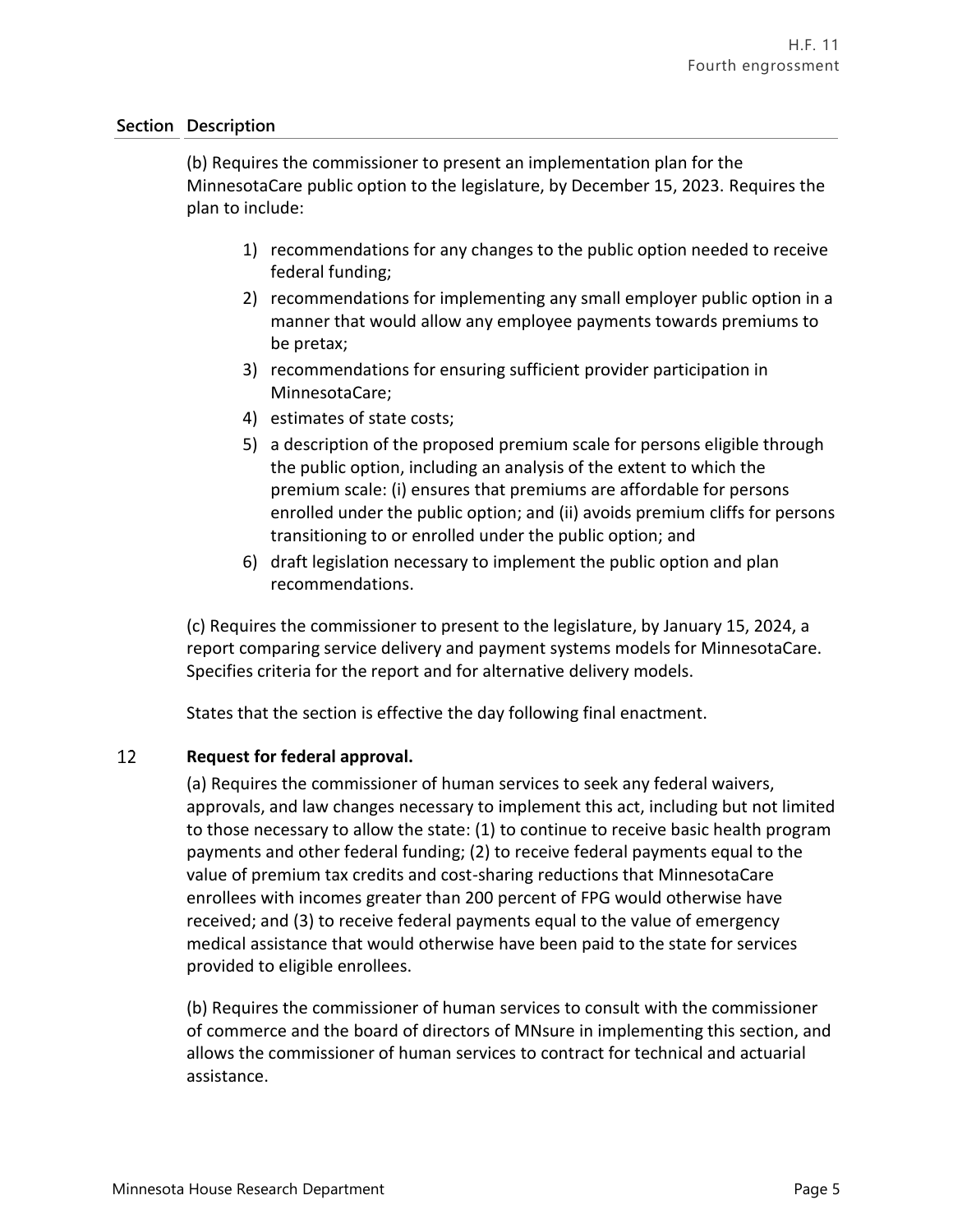| Section | Description |
|---|---|

(b) Requires the commissioner to present an implementation plan for the MinnesotaCare public option to the legislature, by December 15, 2023. Requires the plan to include:

1) recommendations for any changes to the public option needed to receive federal funding;
2) recommendations for implementing any small employer public option in a manner that would allow any employee payments towards premiums to be pretax;
3) recommendations for ensuring sufficient provider participation in MinnesotaCare;
4) estimates of state costs;
5) a description of the proposed premium scale for persons eligible through the public option, including an analysis of the extent to which the premium scale: (i) ensures that premiums are affordable for persons enrolled under the public option; and (ii) avoids premium cliffs for persons transitioning to or enrolled under the public option; and
6) draft legislation necessary to implement the public option and plan recommendations.

(c) Requires the commissioner to present to the legislature, by January 15, 2024, a report comparing service delivery and payment systems models for MinnesotaCare. Specifies criteria for the report and for alternative delivery models.

States that the section is effective the day following final enactment.

**12 Request for federal approval.**

(a) Requires the commissioner of human services to seek any federal waivers, approvals, and law changes necessary to implement this act, including but not limited to those necessary to allow the state: (1) to continue to receive basic health program payments and other federal funding; (2) to receive federal payments equal to the value of premium tax credits and cost-sharing reductions that MinnesotaCare enrollees with incomes greater than 200 percent of FPG would otherwise have received; and (3) to receive federal payments equal to the value of emergency medical assistance that would otherwise have been paid to the state for services provided to eligible enrollees.

(b) Requires the commissioner of human services to consult with the commissioner of commerce and the board of directors of MNsure in implementing this section, and allows the commissioner of human services to contract for technical and actuarial assistance.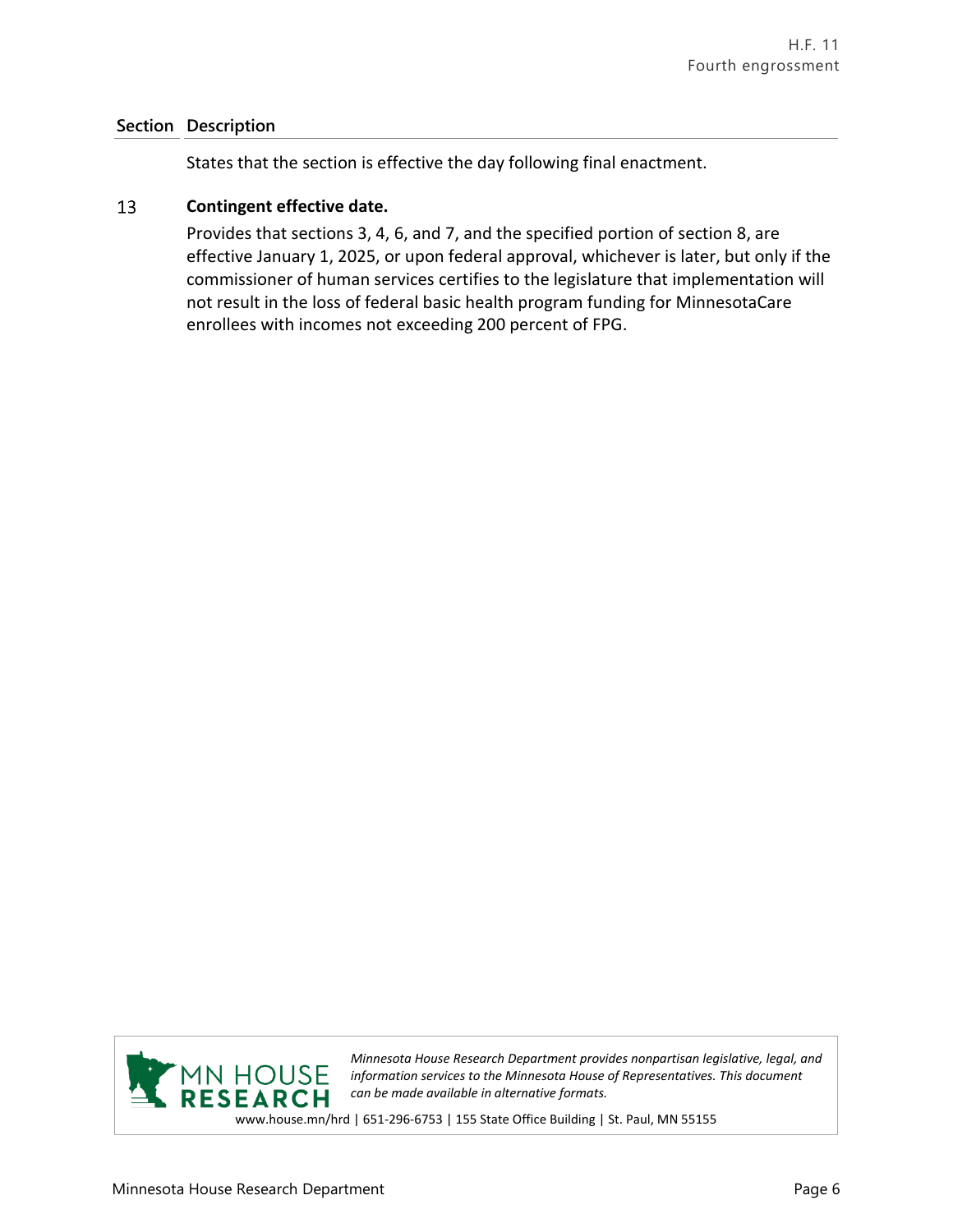| Section | Description |
|---|---|
| | States that the section is effective the day following final enactment. |
| 13 | **Contingent effective date.** Provides that sections 3, 4, 6, and 7, and the specified portion of section 8, are effective January 1, 2025, or upon federal approval, whichever is later, but only if the commissioner of human services certifies to the legislature that implementation will not result in the loss of federal basic health program funding for MinnesotaCare enrollees with incomes not exceeding 200 percent of FPG. |

MN HOUSE RESEARCH

*Minnesota House Research Department provides nonpartisan legislative, legal, and information services to the Minnesota House of Representatives. This document can be made available in alternative formats.*

www.house.mn/hrd | 651-296-6753 | 155 State Office Building | St. Paul, MN 55155